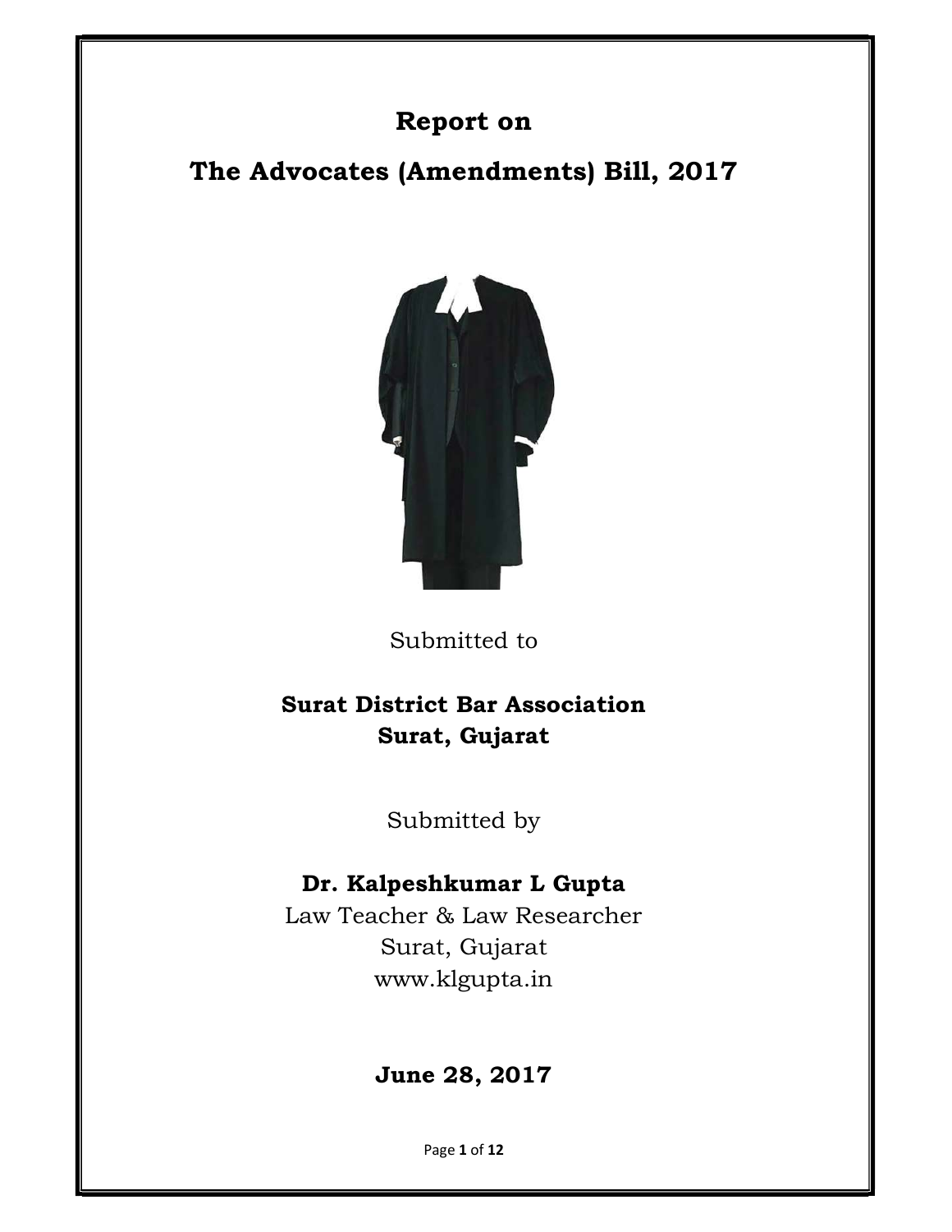# Report on

# The Advocates (Amendments) Bill, 2017

Submitted to

**Surat District Bar Association**
**Surat, Gujarat**

Submitted by

**Dr. Kalpeshkumar L Gupta**
Law Teacher & Law Researcher
Surat, Gujarat
www.klgupta.in

**June 28, 2017**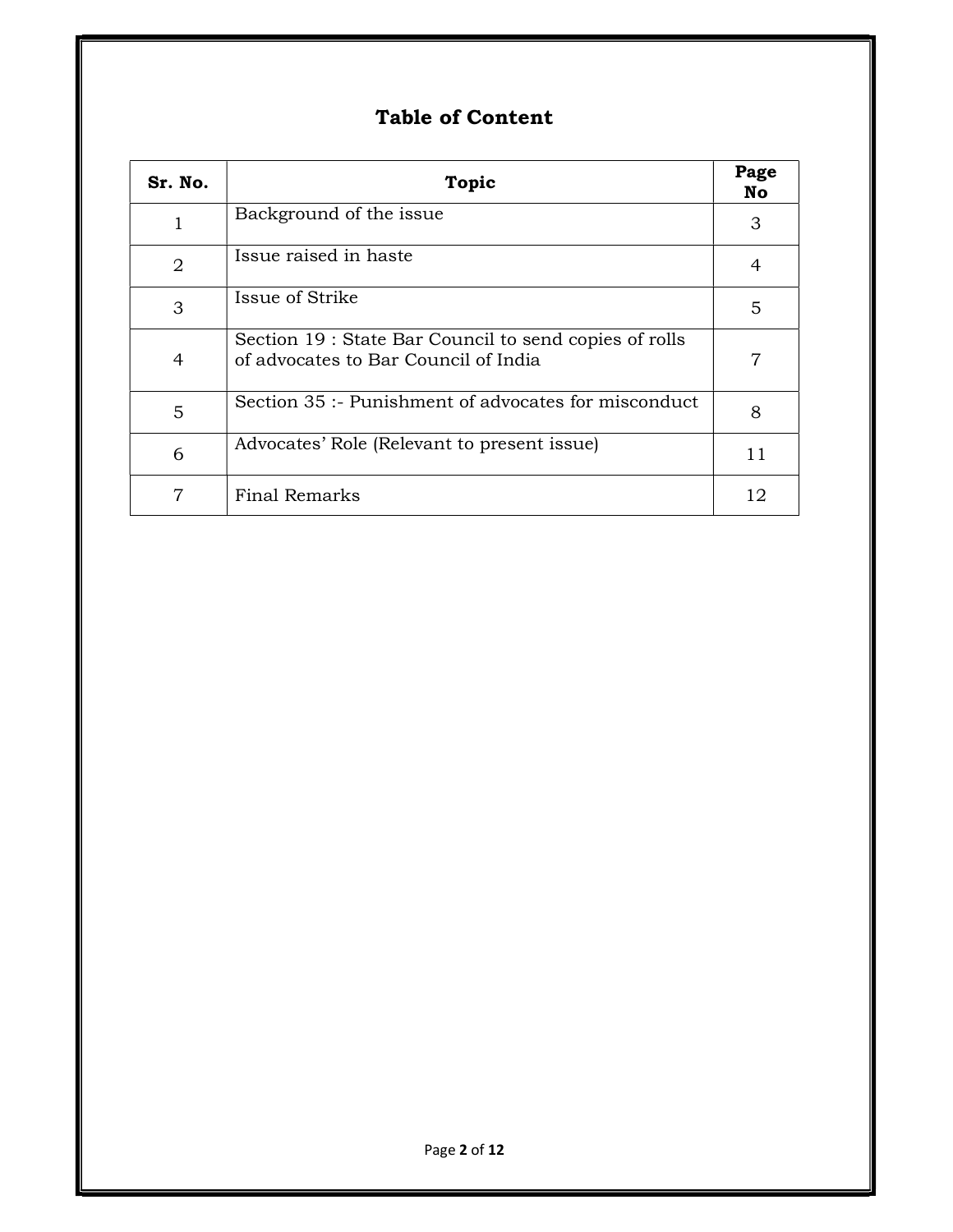# Table of Content

| Sr. No. | Topic | Page No |
|---|---|---|
| 1 | Background of the issue | 3 |
| 2 | Issue raised in haste | 4 |
| 3 | Issue of Strike | 5 |
| 4 | Section 19 : State Bar Council to send copies of rolls of advocates to Bar Council of India | 7 |
| 5 | Section 35 :- Punishment of advocates for misconduct | 8 |
| 6 | Advocates' Role (Relevant to present issue) | 11 |
| 7 | Final Remarks | 12 |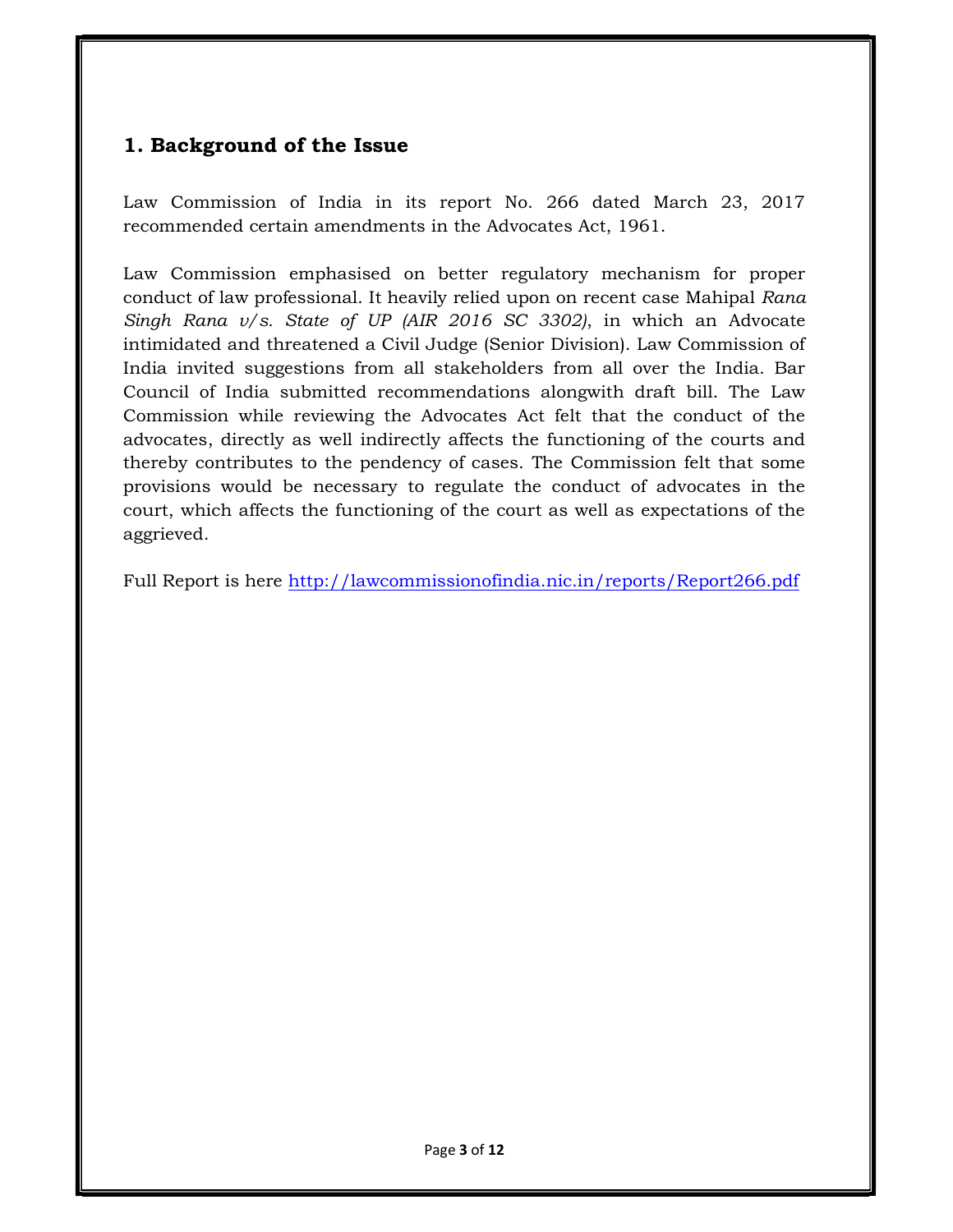## 1. Background of the Issue

Law Commission of India in its report No. 266 dated March 23, 2017 recommended certain amendments in the Advocates Act, 1961.

Law Commission emphasised on better regulatory mechanism for proper conduct of law professional. It heavily relied upon on recent case Mahipal *Rana Singh Rana v/s. State of UP (AIR 2016 SC 3302)*, in which an Advocate intimidated and threatened a Civil Judge (Senior Division). Law Commission of India invited suggestions from all stakeholders from all over the India. Bar Council of India submitted recommendations alongwith draft bill. The Law Commission while reviewing the Advocates Act felt that the conduct of the advocates, directly as well indirectly affects the functioning of the courts and thereby contributes to the pendency of cases. The Commission felt that some provisions would be necessary to regulate the conduct of advocates in the court, which affects the functioning of the court as well as expectations of the aggrieved.

Full Report is here http://lawcommissionofindia.nic.in/reports/Report266.pdf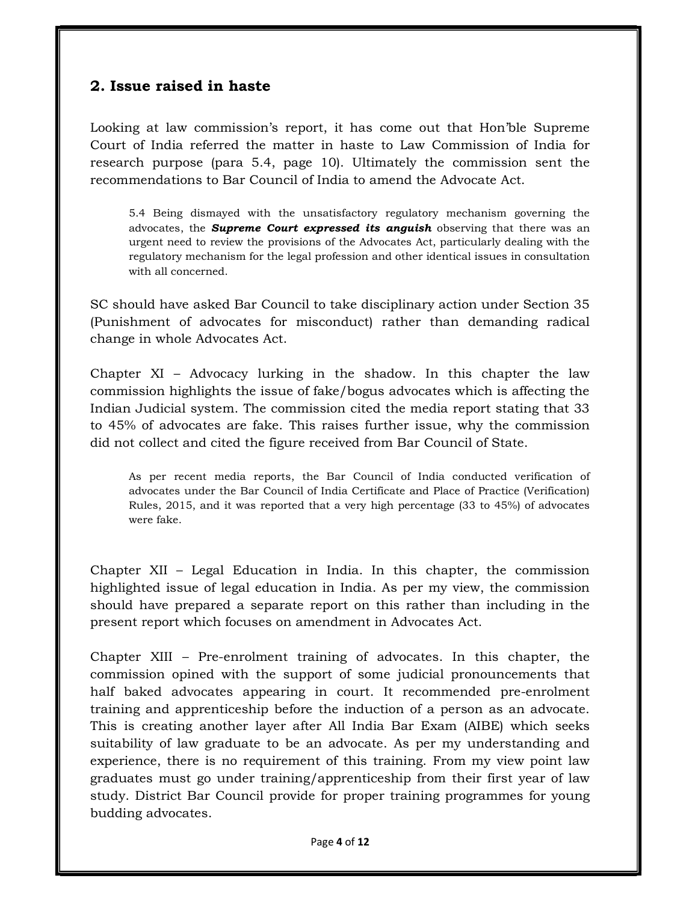## 2. Issue raised in haste

Looking at law commission's report, it has come out that Hon'ble Supreme Court of India referred the matter in haste to Law Commission of India for research purpose (para 5.4, page 10). Ultimately the commission sent the recommendations to Bar Council of India to amend the Advocate Act.

> 5.4 Being dismayed with the unsatisfactory regulatory mechanism governing the advocates, the ***Supreme Court expressed its anguish*** observing that there was an urgent need to review the provisions of the Advocates Act, particularly dealing with the regulatory mechanism for the legal profession and other identical issues in consultation with all concerned.

SC should have asked Bar Council to take disciplinary action under Section 35 (Punishment of advocates for misconduct) rather than demanding radical change in whole Advocates Act.

Chapter XI – Advocacy lurking in the shadow. In this chapter the law commission highlights the issue of fake/bogus advocates which is affecting the Indian Judicial system. The commission cited the media report stating that 33 to 45% of advocates are fake. This raises further issue, why the commission did not collect and cited the figure received from Bar Council of State.

> As per recent media reports, the Bar Council of India conducted verification of advocates under the Bar Council of India Certificate and Place of Practice (Verification) Rules, 2015, and it was reported that a very high percentage (33 to 45%) of advocates were fake.

Chapter XII – Legal Education in India. In this chapter, the commission highlighted issue of legal education in India. As per my view, the commission should have prepared a separate report on this rather than including in the present report which focuses on amendment in Advocates Act.

Chapter XIII – Pre-enrolment training of advocates. In this chapter, the commission opined with the support of some judicial pronouncements that half baked advocates appearing in court. It recommended pre-enrolment training and apprenticeship before the induction of a person as an advocate. This is creating another layer after All India Bar Exam (AIBE) which seeks suitability of law graduate to be an advocate. As per my understanding and experience, there is no requirement of this training. From my view point law graduates must go under training/apprenticeship from their first year of law study. District Bar Council provide for proper training programmes for young budding advocates.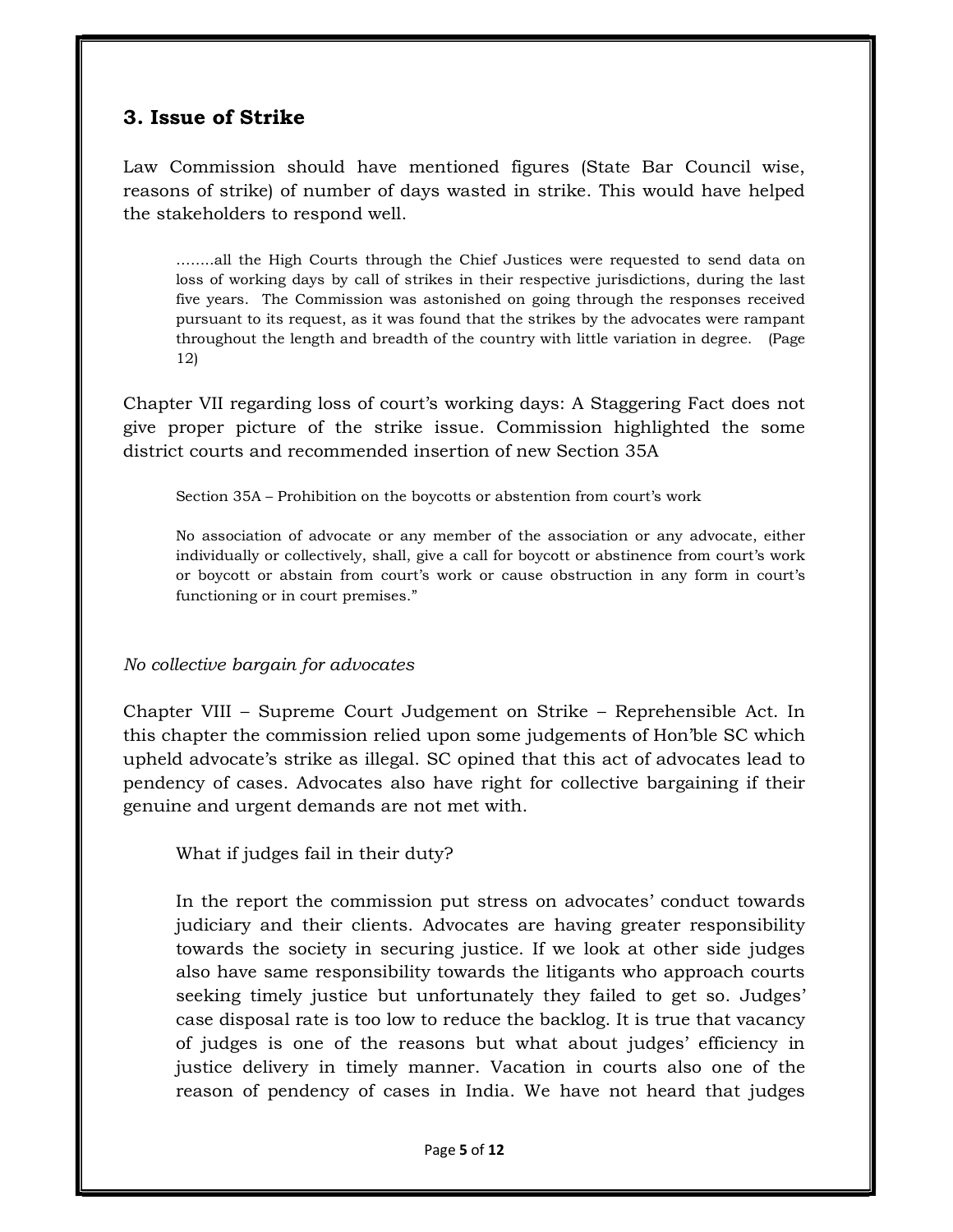## 3. Issue of Strike

Law Commission should have mentioned figures (State Bar Council wise, reasons of strike) of number of days wasted in strike. This would have helped the stakeholders to respond well.

> ……..all the High Courts through the Chief Justices were requested to send data on loss of working days by call of strikes in their respective jurisdictions, during the last five years. The Commission was astonished on going through the responses received pursuant to its request, as it was found that the strikes by the advocates were rampant throughout the length and breadth of the country with little variation in degree. (Page 12)

Chapter VII regarding loss of court's working days: A Staggering Fact does not give proper picture of the strike issue. Commission highlighted the some district courts and recommended insertion of new Section 35A

> Section 35A – Prohibition on the boycotts or abstention from court's work
>
> No association of advocate or any member of the association or any advocate, either individually or collectively, shall, give a call for boycott or abstinence from court's work or boycott or abstain from court's work or cause obstruction in any form in court's functioning or in court premises."

*No collective bargain for advocates*

Chapter VIII – Supreme Court Judgement on Strike – Reprehensible Act. In this chapter the commission relied upon some judgements of Hon'ble SC which upheld advocate's strike as illegal. SC opined that this act of advocates lead to pendency of cases. Advocates also have right for collective bargaining if their genuine and urgent demands are not met with.

> What if judges fail in their duty?
>
> In the report the commission put stress on advocates' conduct towards judiciary and their clients. Advocates are having greater responsibility towards the society in securing justice. If we look at other side judges also have same responsibility towards the litigants who approach courts seeking timely justice but unfortunately they failed to get so. Judges' case disposal rate is too low to reduce the backlog. It is true that vacancy of judges is one of the reasons but what about judges' efficiency in justice delivery in timely manner. Vacation in courts also one of the reason of pendency of cases in India. We have not heard that judges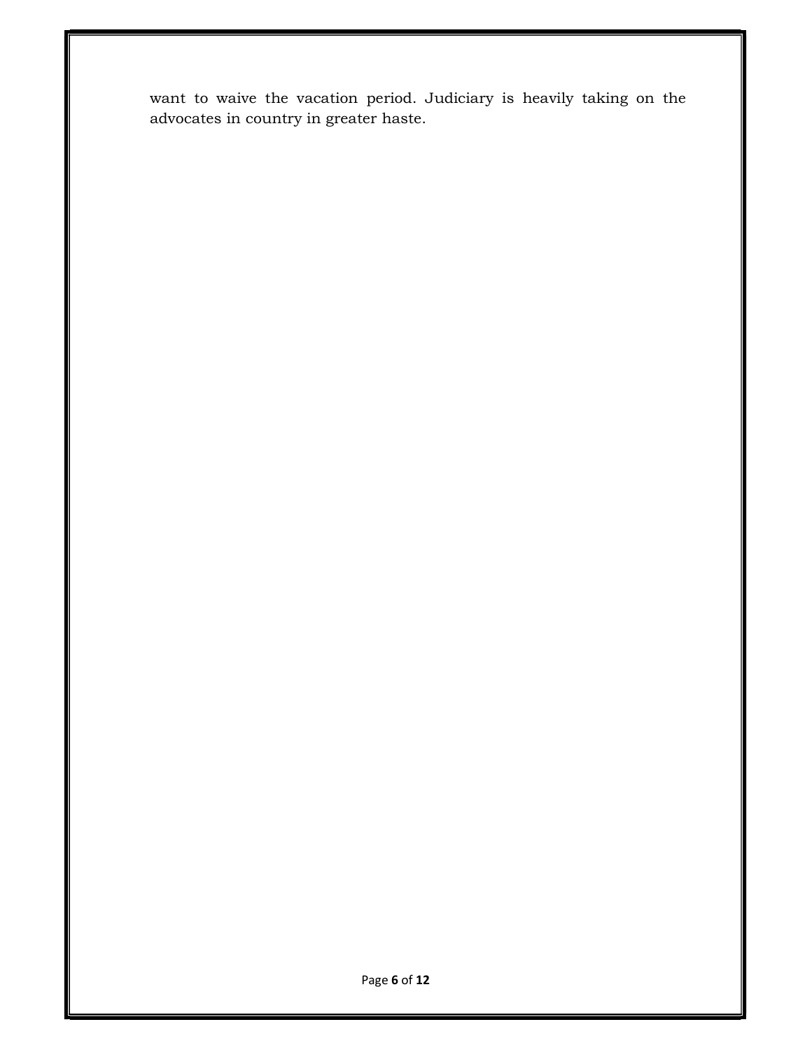want to waive the vacation period. Judiciary is heavily taking on the advocates in country in greater haste.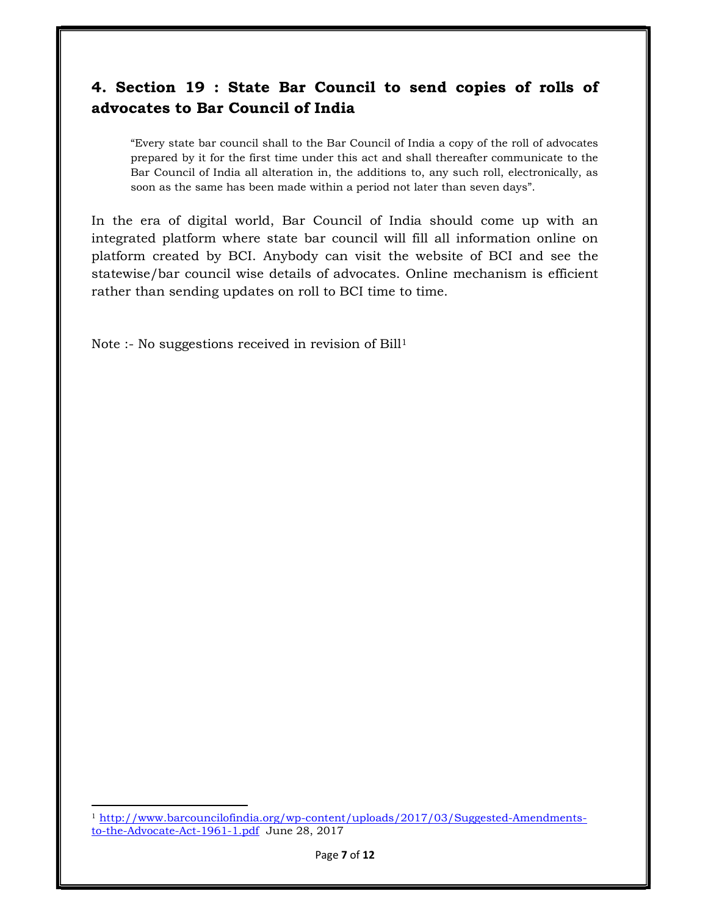## 4. Section 19 : State Bar Council to send copies of rolls of advocates to Bar Council of India

> "Every state bar council shall to the Bar Council of India a copy of the roll of advocates prepared by it for the first time under this act and shall thereafter communicate to the Bar Council of India all alteration in, the additions to, any such roll, electronically, as soon as the same has been made within a period not later than seven days".

In the era of digital world, Bar Council of India should come up with an integrated platform where state bar council will fill all information online on platform created by BCI. Anybody can visit the website of BCI and see the statewise/bar council wise details of advocates. Online mechanism is efficient rather than sending updates on roll to BCI time to time.

Note :- No suggestions received in revision of Bill[1]

---

[1] http://www.barcouncilofindia.org/wp-content/uploads/2017/03/Suggested-Amendments-to-the-Advocate-Act-1961-1.pdf June 28, 2017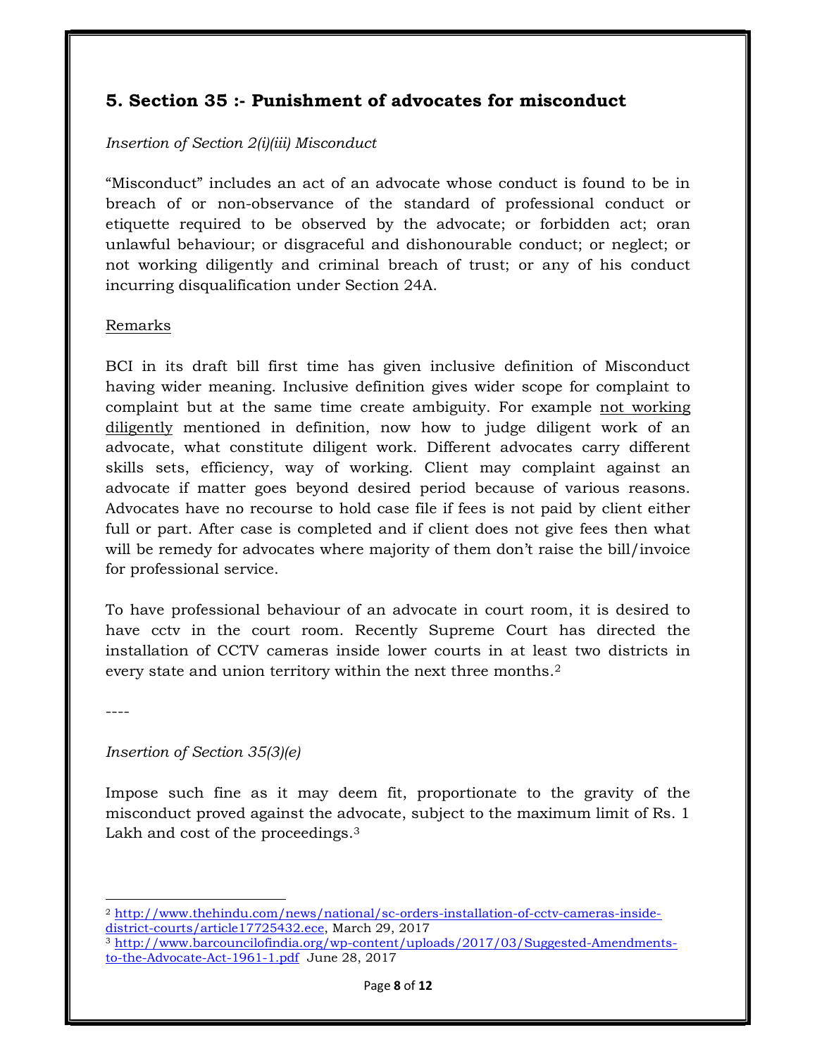## 5. Section 35 :- Punishment of advocates for misconduct

*Insertion of Section 2(i)(iii) Misconduct*

"Misconduct" includes an act of an advocate whose conduct is found to be in breach of or non-observance of the standard of professional conduct or etiquette required to be observed by the advocate; or forbidden act; oran unlawful behaviour; or disgraceful and dishonourable conduct; or neglect; or not working diligently and criminal breach of trust; or any of his conduct incurring disqualification under Section 24A.

Remarks

BCI in its draft bill first time has given inclusive definition of Misconduct having wider meaning. Inclusive definition gives wider scope for complaint to complaint but at the same time create ambiguity. For example not working diligently mentioned in definition, now how to judge diligent work of an advocate, what constitute diligent work. Different advocates carry different skills sets, efficiency, way of working. Client may complaint against an advocate if matter goes beyond desired period because of various reasons. Advocates have no recourse to hold case file if fees is not paid by client either full or part. After case is completed and if client does not give fees then what will be remedy for advocates where majority of them don't raise the bill/invoice for professional service.

To have professional behaviour of an advocate in court room, it is desired to have cctv in the court room. Recently Supreme Court has directed the installation of CCTV cameras inside lower courts in at least two districts in every state and union territory within the next three months.[2]

----

*Insertion of Section 35(3)(e)*

Impose such fine as it may deem fit, proportionate to the gravity of the misconduct proved against the advocate, subject to the maximum limit of Rs. 1 Lakh and cost of the proceedings.[3]

---

[2] http://www.thehindu.com/news/national/sc-orders-installation-of-cctv-cameras-inside-district-courts/article17725432.ece, March 29, 2017

[3] http://www.barcouncilofindia.org/wp-content/uploads/2017/03/Suggested-Amendments-to-the-Advocate-Act-1961-1.pdf June 28, 2017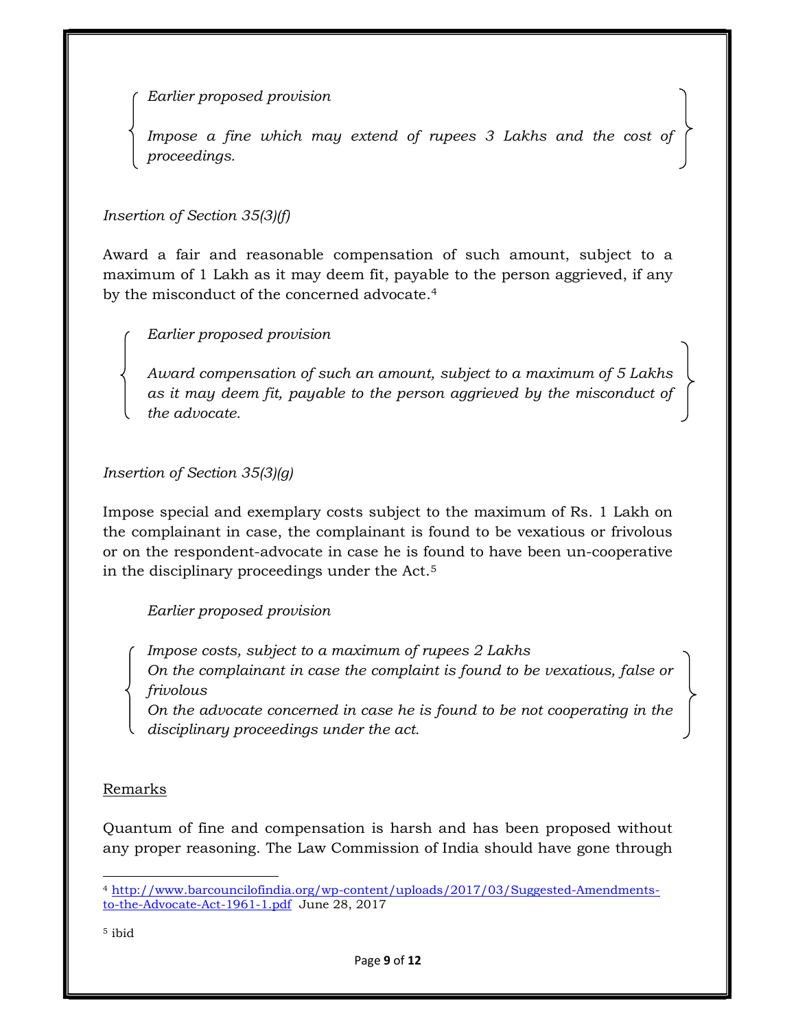*Earlier proposed provision*

*Impose a fine which may extend of rupees 3 Lakhs and the cost of proceedings.*

*Insertion of Section 35(3)(f)*

Award a fair and reasonable compensation of such amount, subject to a maximum of 1 Lakh as it may deem fit, payable to the person aggrieved, if any by the misconduct of the concerned advocate.[4]

*Earlier proposed provision*

*Award compensation of such an amount, subject to a maximum of 5 Lakhs as it may deem fit, payable to the person aggrieved by the misconduct of the advocate.*

*Insertion of Section 35(3)(g)*

Impose special and exemplary costs subject to the maximum of Rs. 1 Lakh on the complainant in case, the complainant is found to be vexatious or frivolous or on the respondent-advocate in case he is found to have been un-cooperative in the disciplinary proceedings under the Act.[5]

*Earlier proposed provision*

*Impose costs, subject to a maximum of rupees 2 Lakhs*
*On the complainant in case the complaint is found to be vexatious, false or frivolous*
*On the advocate concerned in case he is found to be not cooperating in the disciplinary proceedings under the act.*

Remarks

Quantum of fine and compensation is harsh and has been proposed without any proper reasoning. The Law Commission of India should have gone through

---

[4] http://www.barcouncilofindia.org/wp-content/uploads/2017/03/Suggested-Amendments-to-the-Advocate-Act-1961-1.pdf June 28, 2017

[5] ibid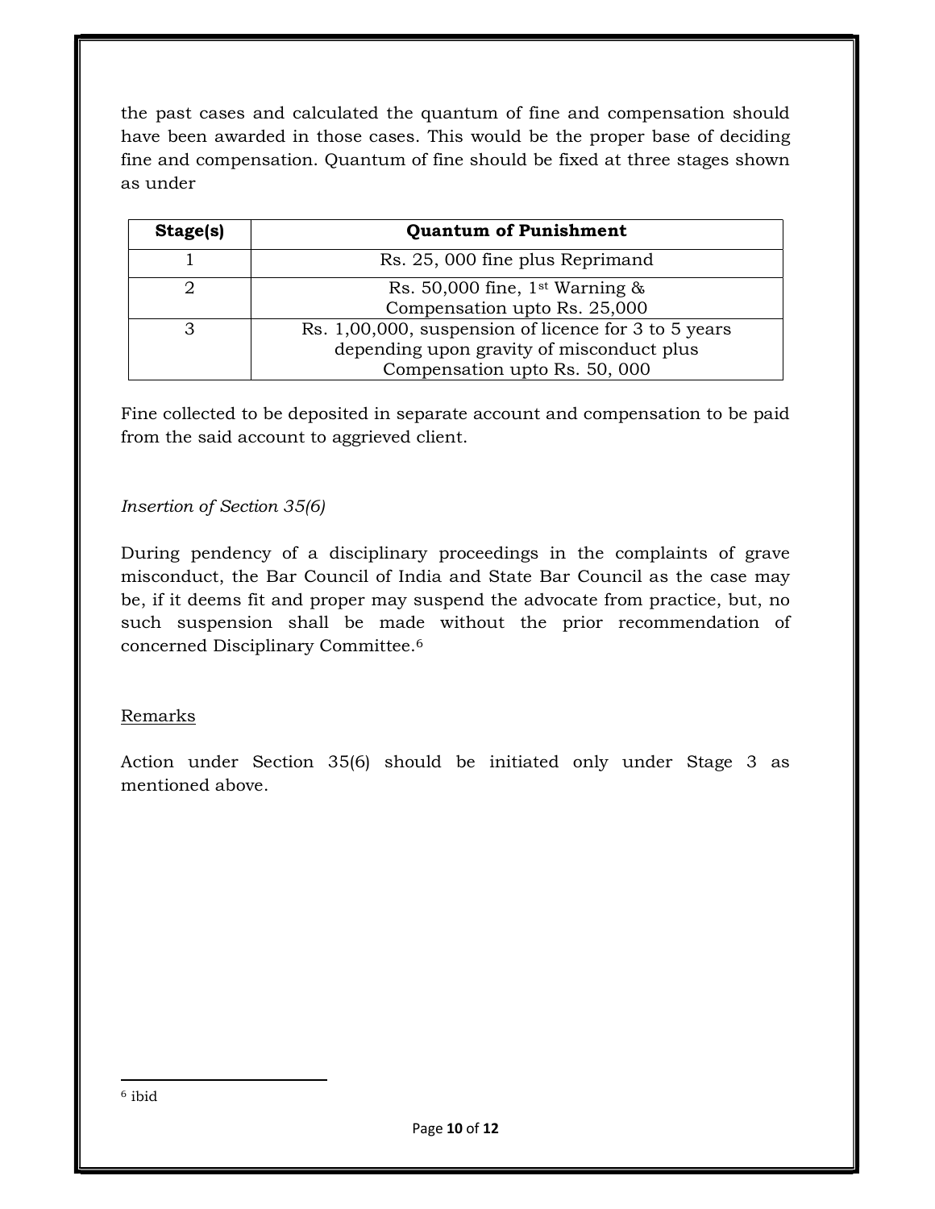the past cases and calculated the quantum of fine and compensation should have been awarded in those cases. This would be the proper base of deciding fine and compensation. Quantum of fine should be fixed at three stages shown as under

| Stage(s) | Quantum of Punishment |
|---|---|
| 1 | Rs. 25, 000 fine plus Reprimand |
| 2 | Rs. 50,000 fine, 1st Warning & Compensation upto Rs. 25,000 |
| 3 | Rs. 1,00,000, suspension of licence for 3 to 5 years depending upon gravity of misconduct plus Compensation upto Rs. 50, 000 |

Fine collected to be deposited in separate account and compensation to be paid from the said account to aggrieved client.

*Insertion of Section 35(6)*

During pendency of a disciplinary proceedings in the complaints of grave misconduct, the Bar Council of India and State Bar Council as the case may be, if it deems fit and proper may suspend the advocate from practice, but, no such suspension shall be made without the prior recommendation of concerned Disciplinary Committee.[6]

<u>Remarks</u>

Action under Section 35(6) should be initiated only under Stage 3 as mentioned above.

---

[6] ibid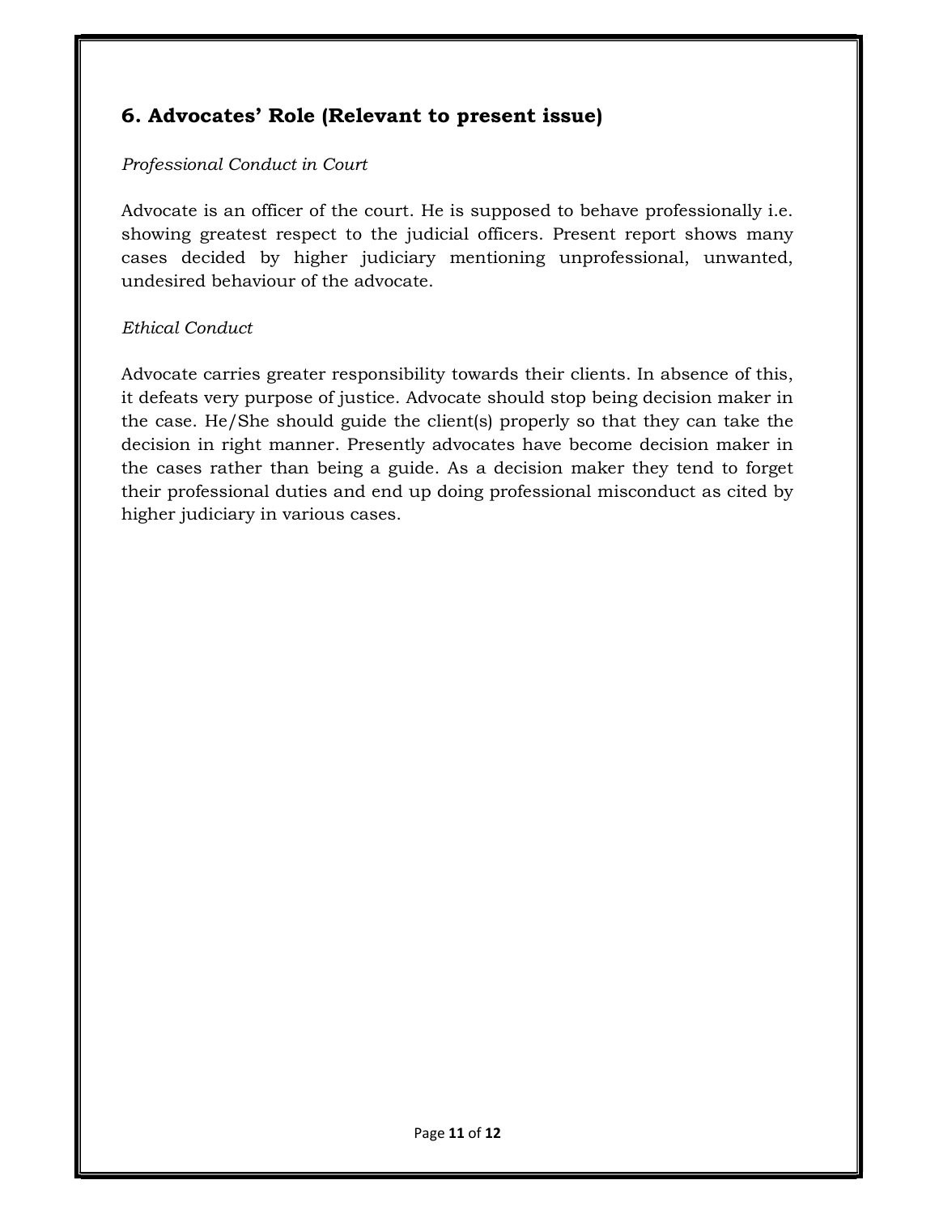## 6. Advocates' Role (Relevant to present issue)

*Professional Conduct in Court*

Advocate is an officer of the court. He is supposed to behave professionally i.e. showing greatest respect to the judicial officers. Present report shows many cases decided by higher judiciary mentioning unprofessional, unwanted, undesired behaviour of the advocate.

*Ethical Conduct*

Advocate carries greater responsibility towards their clients. In absence of this, it defeats very purpose of justice. Advocate should stop being decision maker in the case. He/She should guide the client(s) properly so that they can take the decision in right manner. Presently advocates have become decision maker in the cases rather than being a guide. As a decision maker they tend to forget their professional duties and end up doing professional misconduct as cited by higher judiciary in various cases.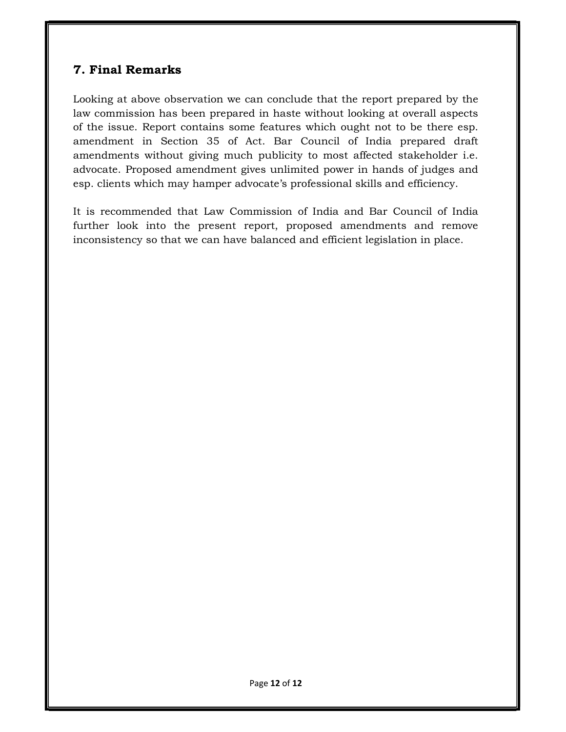## 7. Final Remarks

Looking at above observation we can conclude that the report prepared by the law commission has been prepared in haste without looking at overall aspects of the issue. Report contains some features which ought not to be there esp. amendment in Section 35 of Act. Bar Council of India prepared draft amendments without giving much publicity to most affected stakeholder i.e. advocate. Proposed amendment gives unlimited power in hands of judges and esp. clients which may hamper advocate's professional skills and efficiency.

It is recommended that Law Commission of India and Bar Council of India further look into the present report, proposed amendments and remove inconsistency so that we can have balanced and efficient legislation in place.